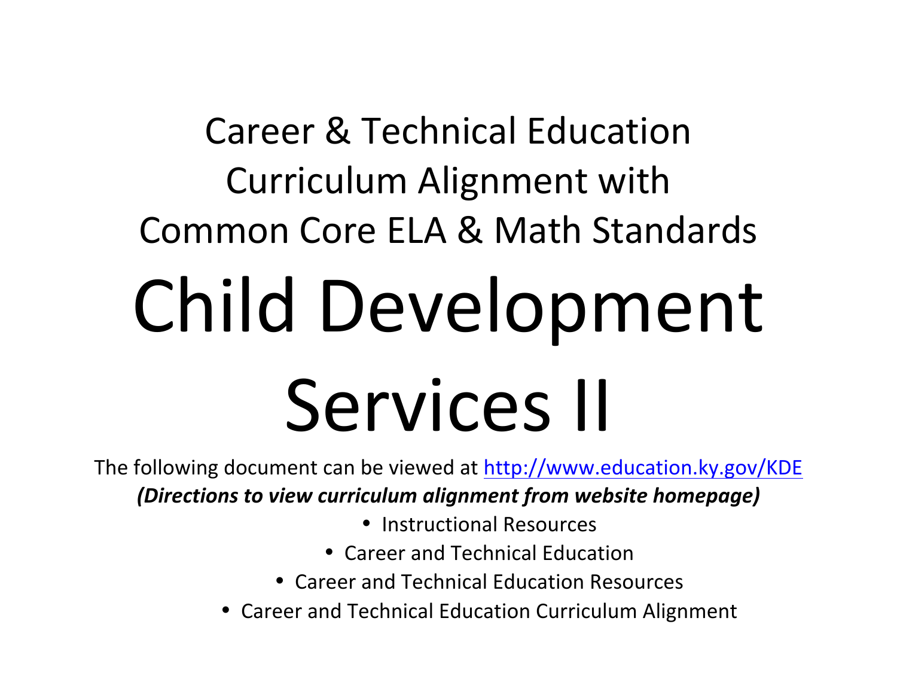## Career & Technical Education Curriculum Alignment with Common Core ELA & Math Standards

# Child Development Services II

The following document can be viewed at http://www.education.ky.gov/KDE

***(Directions to view curriculum alignment from website homepage)***

- Instructional Resources
  - Career and Technical Education
    - Career and Technical Education Resources
      - Career and Technical Education Curriculum Alignment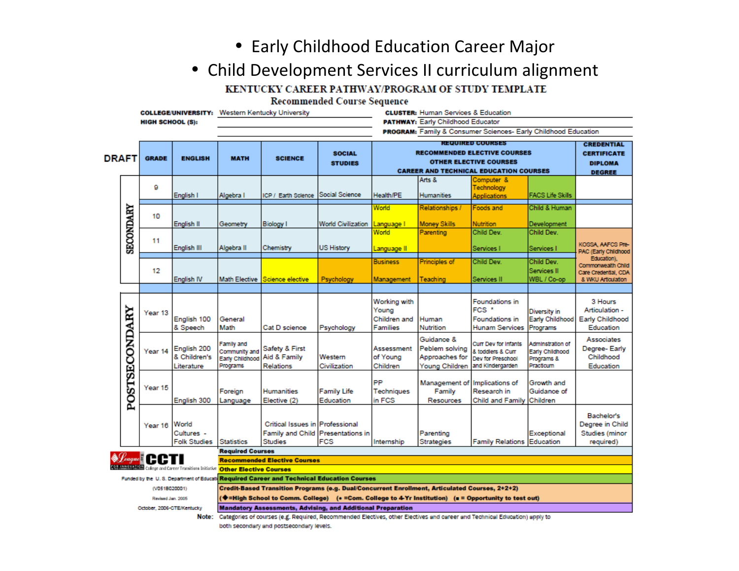- Early Childhood Education Career Major
- Child Development Services II curriculum alignment

# KENTUCKY CAREER PATHWAY/PROGRAM OF STUDY TEMPLATE

## Recommended Course Sequence

**COLLEGE/UNIVERSITY:** Western Kentucky University

**HIGH SCHOOL (S):**

**CLUSTER:** Human Services & Education

**PATHWAY:** Early Childhood Educator

**PROGRAM:** Family & Consumer Sciences- Early Childhood Education

**DRAFT**

| | GRADE | ENGLISH | MATH | SCIENCE | SOCIAL STUDIES | REQUIRED COURSES / RECOMMENDED ELECTIVE COURSES / OTHER ELECTIVE COURSES / CAREER AND TECHNICAL EDUCATION COURSES | | | | CREDENTIAL CERTIFICATE DIPLOMA DEGREE |
|---|---|---|---|---|---|---|---|---|---|---|
| SECONDARY | 9 | English I | Algebra I | ICP / Earth Science | Social Science | Health/PE | Arts & Humanities | Computer & Technology Applications | FACS Life Skills | |
| SECONDARY | 10 | English II | Geometry | Biology I | World Civilization | World Language I | Relationships / Money Skills | Foods and Nutrition | Child & Human Development | |
| SECONDARY | 11 | English III | Algebra II | Chemistry | US History | World Language II | Parenting | Child Dev. Services I | Child Dev. Services I | KOSSA, AAFCS Pre-PAC (Early Childhood Education), Commonwealth Child Care Credential, CDA & WKU Articulation |
| SECONDARY | 12 | English IV | Math Elective | Science elective | Psychology | Business Management | Principles of Teaching | Child Dev. Services II | Child Dev. Services II WBL / Co-op | |
| POSTSECONDARY | Year 13 | English 100 & Speech | General Math | Cat D science | Psychology | Working with Young Children and Families | Human Nutrition | Foundations in FCS * Foundations in Hunam Services | Diversity in Early Childhood Programs | 3 Hours Articulation - Early Childhood Education |
| POSTSECONDARY | Year 14 | English 200 & Children's Literature | Family and Community and Early Childhood Programs | Safety & First Aid & Family Relations | Western Civilization | Assessment of Young Children | Guidance & Peblem solving Approaches for Young Children | Curr Dev for Infants & toddlers & Curr Dev for Preschool and Kindergarden | Adminstration of Early Childhood Programs & Practicum | Associates Degree- Early Childhood Education |
| POSTSECONDARY | Year 15 | English 300 | Foreign Language | Humanities Elective (2) | Family Life Education | PP Techniques in FCS | Management of Family Resources | Implications of Research in Child and Family | Growth and Guidance of Children | |
| POSTSECONDARY | Year 16 | World Cultures - Folk Studies | Statistics | Critical Issues in Family and Child Studies | Professional Presentations in FCS | Internship | Parenting Strategies | Family Relations | Exceptional Education | Bachelor's Degree in Child Studies (minor required) |

**Required Courses**

**Recommended Elective Courses**

**Other Elective Courses**

**Required Career and Technical Education Courses**

**Credit-Based Transition Programs (e.g. Dual/Concurrent Enrollment, Articulated Courses, 2+2+2)**

**(◆=High School to Comm. College) (• =Com. College to 4-Yr Institution) (■ = Opportunity to test out)**

**Mandatory Assessments, Advising, and Additional Preparation**

**Note:** Categories of courses (e.g. Required, Recommended Electives, other Electives and career and Technical Education) apply to both secondary and postsecondary levels.

League for Innovation in the Community College — CCTI College and Career Transitions Initiative

Funded by the U. S. Department of Education (V051B020001)

Revised Jan. 2005

October, 2006-CTE/Kentucky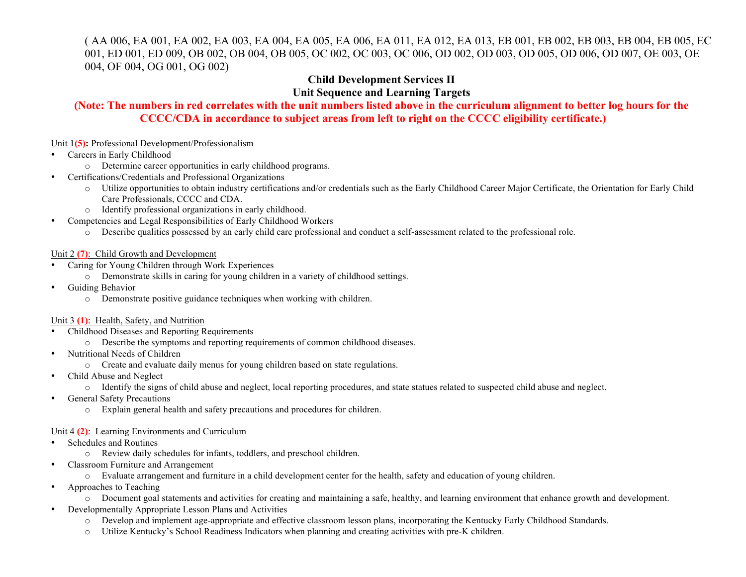( AA 006, EA 001, EA 002, EA 003, EA 004, EA 005, EA 006, EA 011, EA 012, EA 013, EB 001, EB 002, EB 003, EB 004, EB 005, EC 001, ED 001, ED 009, OB 002, OB 004, OB 005, OC 002, OC 003, OC 006, OD 002, OD 003, OD 005, OD 006, OD 007, OE 003, OE 004, OF 004, OG 001, OG 002)

## Child Development Services II

## Unit Sequence and Learning Targets

**(Note: The numbers in red correlates with the unit numbers listed above in the curriculum alignment to better log hours for the CCCC/CDA in accordance to subject areas from left to right on the CCCC eligibility certificate.)**

Unit 1**(5):** Professional Development/Professionalism

- Careers in Early Childhood
  - Determine career opportunities in early childhood programs.
- Certifications/Credentials and Professional Organizations
  - Utilize opportunities to obtain industry certifications and/or credentials such as the Early Childhood Career Major Certificate, the Orientation for Early Child Care Professionals, CCCC and CDA.
  - Identify professional organizations in early childhood.
- Competencies and Legal Responsibilities of Early Childhood Workers
  - Describe qualities possessed by an early child care professional and conduct a self-assessment related to the professional role.

Unit 2 **(7)**: Child Growth and Development

- Caring for Young Children through Work Experiences
  - Demonstrate skills in caring for young children in a variety of childhood settings.
- Guiding Behavior
  - Demonstrate positive guidance techniques when working with children.

Unit 3 **(1)**: Health, Safety, and Nutrition

- Childhood Diseases and Reporting Requirements
  - Describe the symptoms and reporting requirements of common childhood diseases.
- Nutritional Needs of Children
  - Create and evaluate daily menus for young children based on state regulations.
- Child Abuse and Neglect
  - Identify the signs of child abuse and neglect, local reporting procedures, and state statues related to suspected child abuse and neglect.
- General Safety Precautions
  - Explain general health and safety precautions and procedures for children.

Unit 4 **(2)**: Learning Environments and Curriculum

- Schedules and Routines
  - Review daily schedules for infants, toddlers, and preschool children.
- Classroom Furniture and Arrangement
  - Evaluate arrangement and furniture in a child development center for the health, safety and education of young children.
- Approaches to Teaching
  - Document goal statements and activities for creating and maintaining a safe, healthy, and learning environment that enhance growth and development.
- Developmentally Appropriate Lesson Plans and Activities
  - Develop and implement age-appropriate and effective classroom lesson plans, incorporating the Kentucky Early Childhood Standards.
  - Utilize Kentucky's School Readiness Indicators when planning and creating activities with pre-K children.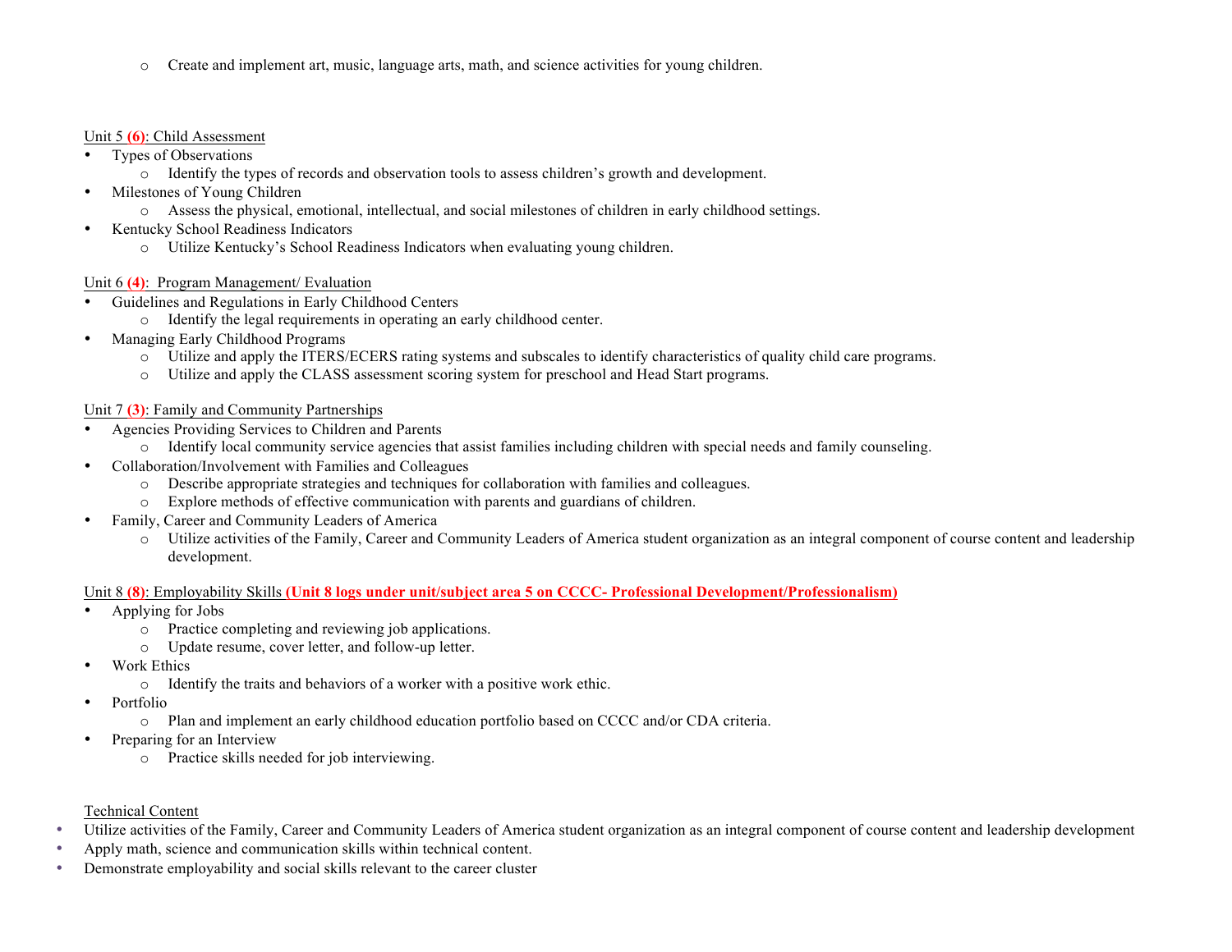- Create and implement art, music, language arts, math, and science activities for young children.

Unit 5 **(6)**: Child Assessment

- Types of Observations
  - Identify the types of records and observation tools to assess children's growth and development.
- Milestones of Young Children
  - Assess the physical, emotional, intellectual, and social milestones of children in early childhood settings.
- Kentucky School Readiness Indicators
  - Utilize Kentucky's School Readiness Indicators when evaluating young children.

Unit 6 **(4)**: Program Management/ Evaluation

- Guidelines and Regulations in Early Childhood Centers
  - Identify the legal requirements in operating an early childhood center.
- Managing Early Childhood Programs
  - Utilize and apply the ITERS/ECERS rating systems and subscales to identify characteristics of quality child care programs.
  - Utilize and apply the CLASS assessment scoring system for preschool and Head Start programs.

Unit 7 **(3)**: Family and Community Partnerships

- Agencies Providing Services to Children and Parents
  - Identify local community service agencies that assist families including children with special needs and family counseling.
- Collaboration/Involvement with Families and Colleagues
  - Describe appropriate strategies and techniques for collaboration with families and colleagues.
  - Explore methods of effective communication with parents and guardians of children.
- Family, Career and Community Leaders of America
  - Utilize activities of the Family, Career and Community Leaders of America student organization as an integral component of course content and leadership development.

Unit 8 **(8)**: Employability Skills **(Unit 8 logs under unit/subject area 5 on CCCC- Professional Development/Professionalism)**

- Applying for Jobs
  - Practice completing and reviewing job applications.
  - Update resume, cover letter, and follow-up letter.
- Work Ethics
  - Identify the traits and behaviors of a worker with a positive work ethic.
- Portfolio
  - Plan and implement an early childhood education portfolio based on CCCC and/or CDA criteria.
- Preparing for an Interview
  - Practice skills needed for job interviewing.

Technical Content

- Utilize activities of the Family, Career and Community Leaders of America student organization as an integral component of course content and leadership development
- Apply math, science and communication skills within technical content.
- Demonstrate employability and social skills relevant to the career cluster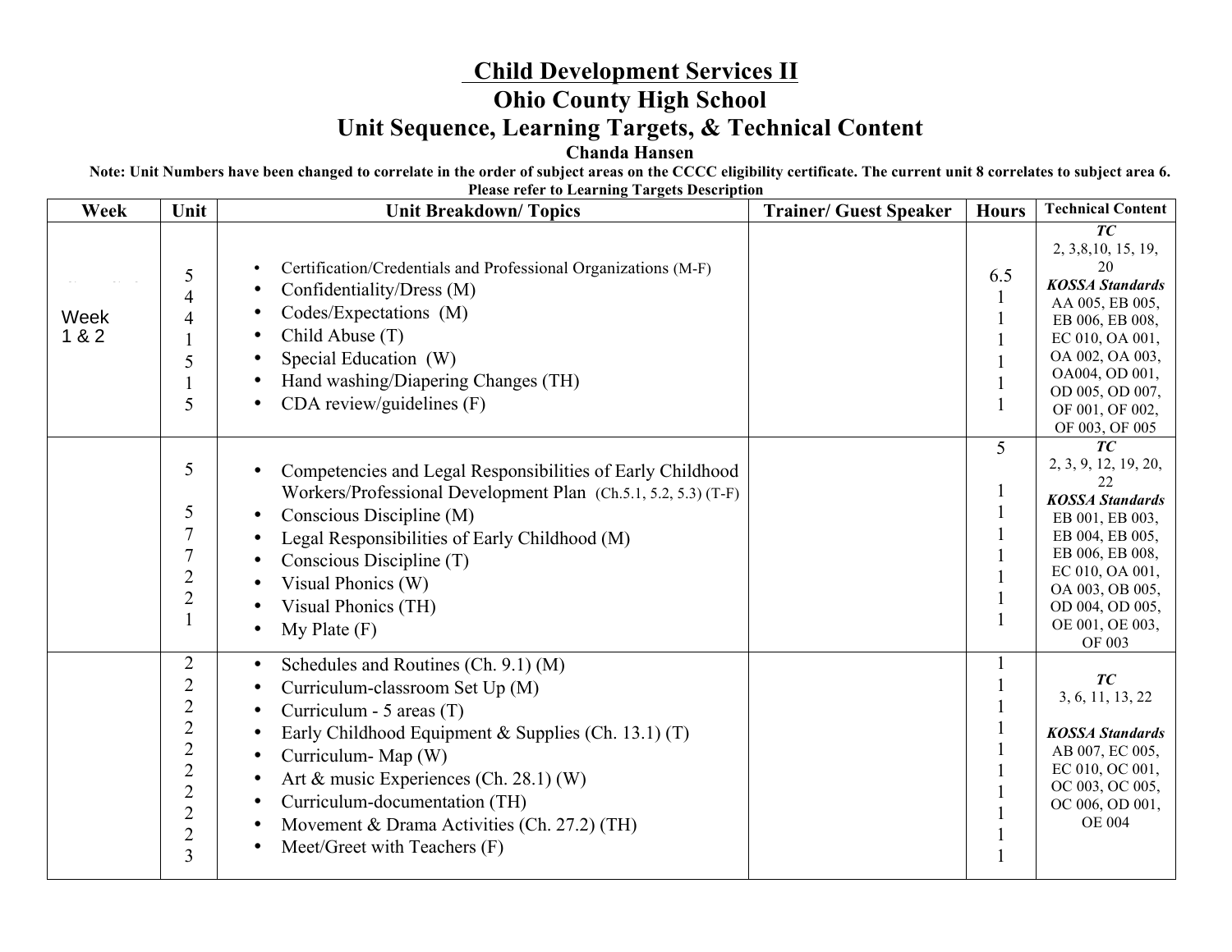# Child Development Services II

## Ohio County High School

## Unit Sequence, Learning Targets, & Technical Content

**Chanda Hansen**

**Note: Unit Numbers have been changed to correlate in the order of subject areas on the CCCC eligibility certificate. The current unit 8 correlates to subject area 6. Please refer to Learning Targets Description**

| Week | Unit | Unit Breakdown/ Topics | Trainer/ Guest Speaker | Hours | Technical Content |
|---|---|---|---|---|---|
| Week 1 & 2 | 5<br>4<br>4<br>1<br>5<br>1<br>5 | • Certification/Credentials and Professional Organizations (M-F)<br>• Confidentiality/Dress (M)<br>• Codes/Expectations (M)<br>• Child Abuse (T)<br>• Special Education (W)<br>• Hand washing/Diapering Changes (TH)<br>• CDA review/guidelines (F) | | 6.5<br>1<br>1<br>1<br>1<br>1<br>1 | ***TC***<br>2, 3,8,10, 15, 19, 20<br>***KOSSA Standards***<br>AA 005, EB 005, EB 006, EB 008, EC 010, OA 001, OA 002, OA 003, OA004, OD 001, OD 005, OD 007, OF 001, OF 002, OF 003, OF 005 |
| | 5<br><br>5<br>7<br>7<br>2<br>2<br>1 | • Competencies and Legal Responsibilities of Early Childhood Workers/Professional Development Plan (Ch.5.1, 5.2, 5.3) (T-F)<br>• Conscious Discipline (M)<br>• Legal Responsibilities of Early Childhood (M)<br>• Conscious Discipline (T)<br>• Visual Phonics (W)<br>• Visual Phonics (TH)<br>• My Plate (F) | | 5<br><br>1<br>1<br>1<br>1<br>1<br>1<br>1 | ***TC***<br>2, 3, 9, 12, 19, 20, 22<br>***KOSSA Standards***<br>EB 001, EB 003, EB 004, EB 005, EB 006, EB 008, EC 010, OA 001, OA 003, OB 005, OD 004, OD 005, OE 001, OE 003, OF 003 |
| | 2<br>2<br>2<br>2<br>2<br>2<br>2<br>2<br>2<br>3 | • Schedules and Routines (Ch. 9.1) (M)<br>• Curriculum-classroom Set Up (M)<br>• Curriculum - 5 areas (T)<br>• Early Childhood Equipment & Supplies (Ch. 13.1) (T)<br>• Curriculum- Map (W)<br>• Art & music Experiences (Ch. 28.1) (W)<br>• Curriculum-documentation (TH)<br>• Movement & Drama Activities (Ch. 27.2) (TH)<br>• Meet/Greet with Teachers (F) | | 1<br>1<br>1<br>1<br>1<br>1<br>1<br>1<br>1<br>1 | ***TC***<br>3, 6, 11, 13, 22<br><br>***KOSSA Standards***<br>AB 007, EC 005, EC 010, OC 001, OC 003, OC 005, OC 006, OD 001, OE 004 |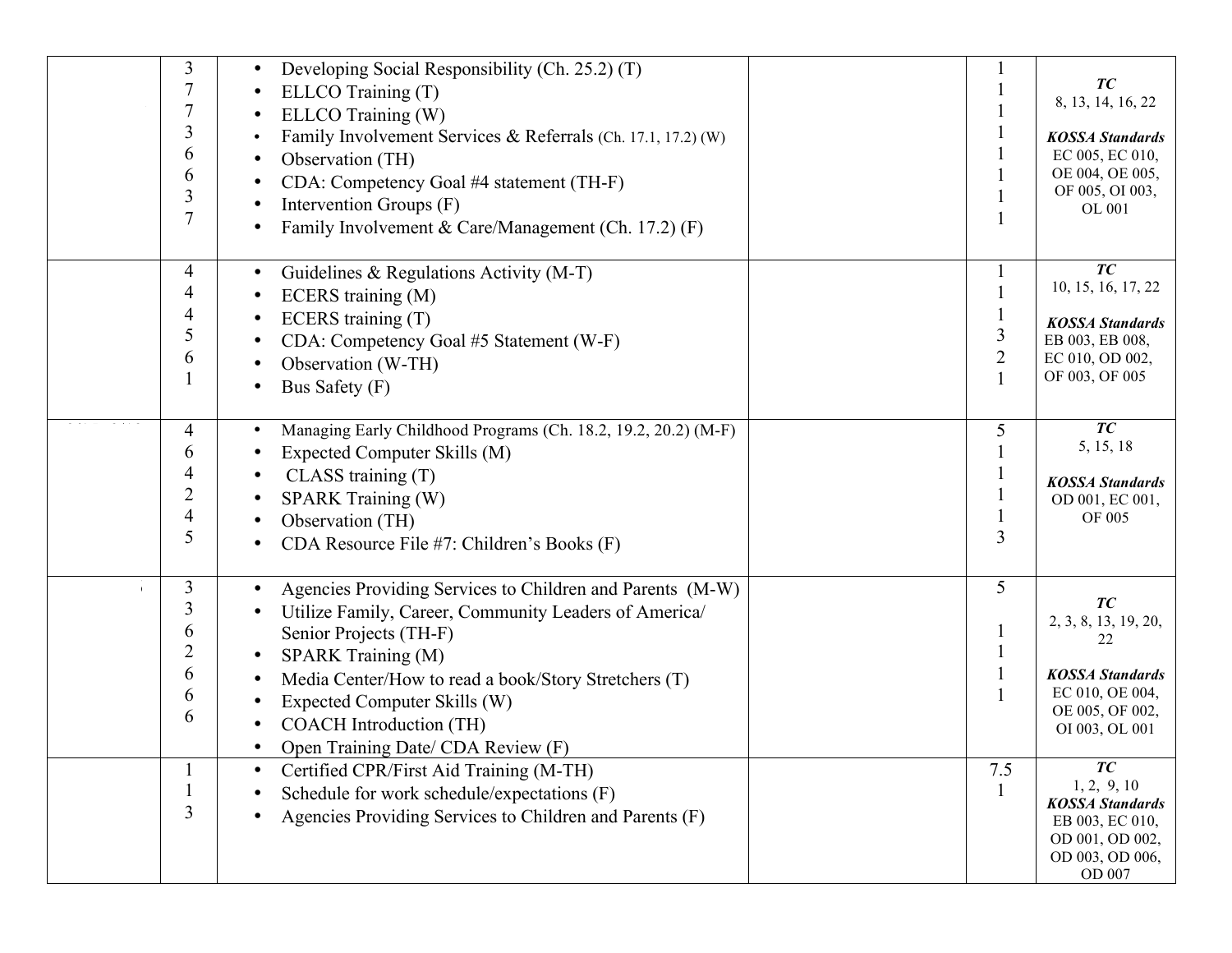| | | | | | |
|---|---|---|---|---|---|
| | 3<br>7<br>7<br>3<br>6<br>6<br>3<br>7 | • Developing Social Responsibility (Ch. 25.2) (T)<br>• ELLCO Training (T)<br>• ELLCO Training (W)<br>• Family Involvement Services & Referrals (Ch. 17.1, 17.2) (W)<br>• Observation (TH)<br>• CDA: Competency Goal #4 statement (TH-F)<br>• Intervention Groups (F)<br>• Family Involvement & Care/Management (Ch. 17.2) (F) | | 1<br>1<br>1<br>1<br>1<br>1<br>1<br>1 | ***TC***<br>8, 13, 14, 16, 22<br><br>***KOSSA Standards***<br>EC 005, EC 010, OE 004, OE 005, OF 005, OI 003, OL 001 |
| | 4<br>4<br>4<br>5<br>6<br>1 | • Guidelines & Regulations Activity (M-T)<br>• ECERS training (M)<br>• ECERS training (T)<br>• CDA: Competency Goal #5 Statement (W-F)<br>• Observation (W-TH)<br>• Bus Safety (F) | | 1<br>1<br>1<br>3<br>2<br>1 | ***TC***<br>10, 15, 16, 17, 22<br><br>***KOSSA Standards***<br>EB 003, EB 008, EC 010, OD 002, OF 003, OF 005 |
| | 4<br>6<br>4<br>2<br>4<br>5 | • Managing Early Childhood Programs (Ch. 18.2, 19.2, 20.2) (M-F)<br>• Expected Computer Skills (M)<br>• CLASS training (T)<br>• SPARK Training (W)<br>• Observation (TH)<br>• CDA Resource File #7: Children's Books (F) | | 5<br>1<br>1<br>1<br>1<br>3 | ***TC***<br>5, 15, 18<br><br>***KOSSA Standards***<br>OD 001, EC 001, OF 005 |
| | 3<br>3<br>6<br>2<br>6<br>6<br>6 | • Agencies Providing Services to Children and Parents (M-W)<br>• Utilize Family, Career, Community Leaders of America/ Senior Projects (TH-F)<br>• SPARK Training (M)<br>• Media Center/How to read a book/Story Stretchers (T)<br>• Expected Computer Skills (W)<br>• COACH Introduction (TH)<br>• Open Training Date/ CDA Review (F) | | 5<br><br>1<br>1<br>1<br>1 | ***TC***<br>2, 3, 8, 13, 19, 20, 22<br><br>***KOSSA Standards***<br>EC 010, OE 004, OE 005, OF 002, OI 003, OL 001 |
| | 1<br>1<br>3 | • Certified CPR/First Aid Training (M-TH)<br>• Schedule for work schedule/expectations (F)<br>• Agencies Providing Services to Children and Parents (F) | | 7.5<br>1 | ***TC***<br>1, 2, 9, 10<br>***KOSSA Standards***<br>EB 003, EC 010, OD 001, OD 002, OD 003, OD 006, OD 007 |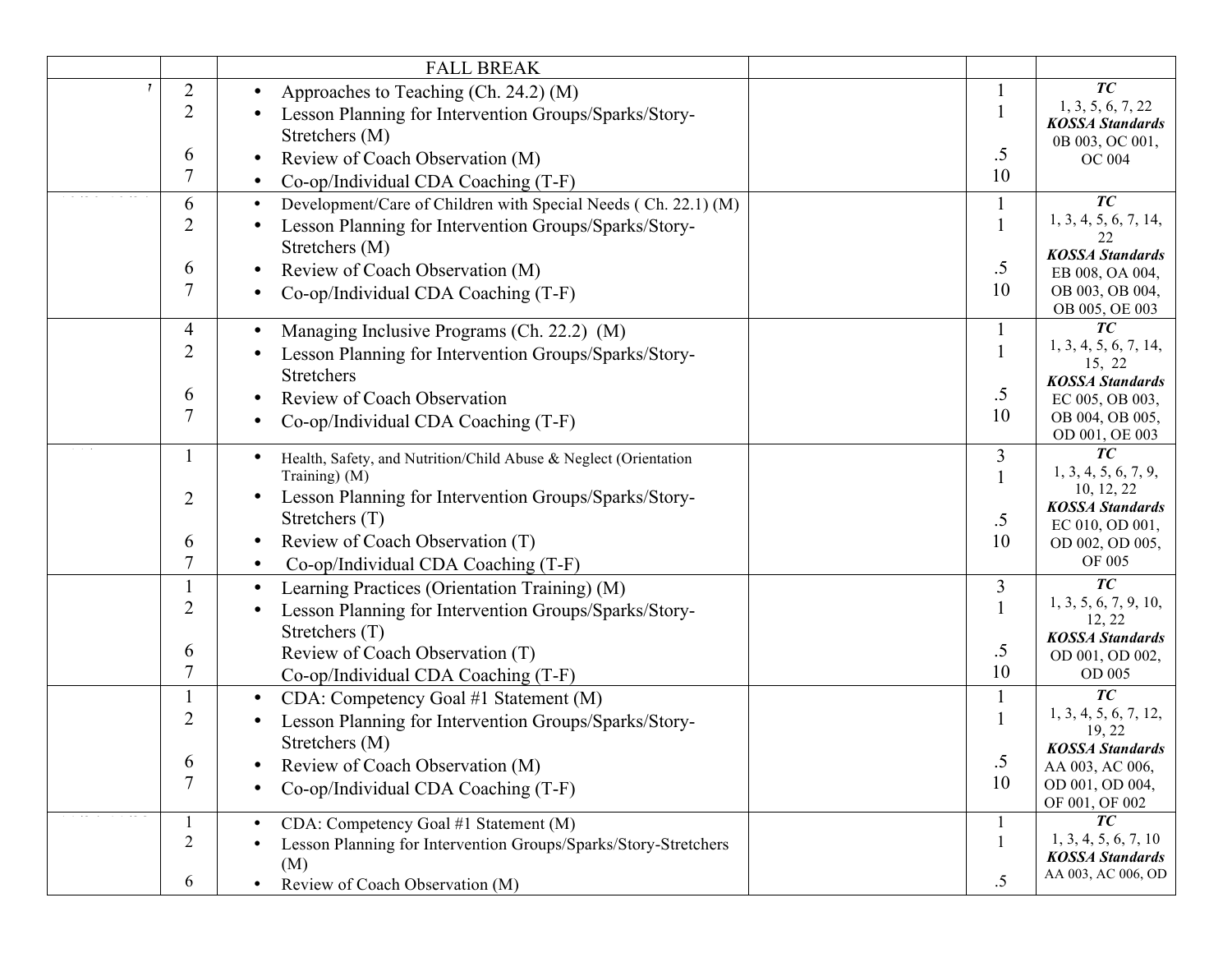| | | | | | |
|---|---|---|---|---|---|
| | | FALL BREAK | | | |
| | 2<br>2<br><br>6<br>7 | • Approaches to Teaching (Ch. 24.2) (M)<br>• Lesson Planning for Intervention Groups/Sparks/Story-Stretchers (M)<br>• Review of Coach Observation (M)<br>• Co-op/Individual CDA Coaching (T-F) | | 1<br>1<br><br>.5<br>10 | ***TC***<br>1, 3, 5, 6, 7, 22<br>***KOSSA Standards***<br>0B 003, OC 001, OC 004 |
| | 6<br>2<br><br>6<br>7 | • Development/Care of Children with Special Needs ( Ch. 22.1) (M)<br>• Lesson Planning for Intervention Groups/Sparks/Story-Stretchers (M)<br>• Review of Coach Observation (M)<br>• Co-op/Individual CDA Coaching (T-F) | | 1<br>1<br><br>.5<br>10 | ***TC***<br>1, 3, 4, 5, 6, 7, 14, 22<br>***KOSSA Standards***<br>EB 008, OA 004, OB 003, OB 004, OB 005, OE 003 |
| | 4<br>2<br><br>6<br>7 | • Managing Inclusive Programs (Ch. 22.2) (M)<br>• Lesson Planning for Intervention Groups/Sparks/Story-Stretchers<br>• Review of Coach Observation<br>• Co-op/Individual CDA Coaching (T-F) | | 1<br>1<br><br>.5<br>10 | ***TC***<br>1, 3, 4, 5, 6, 7, 14, 15, 22<br>***KOSSA Standards***<br>EC 005, OB 003, OB 004, OB 005, OD 001, OE 003 |
| | 1<br><br>2<br><br>6<br>7 | • Health, Safety, and Nutrition/Child Abuse & Neglect (Orientation Training) (M)<br>• Lesson Planning for Intervention Groups/Sparks/Story-Stretchers (T)<br>• Review of Coach Observation (T)<br>• Co-op/Individual CDA Coaching (T-F) | | 3<br>1<br><br>.5<br>10 | ***TC***<br>1, 3, 4, 5, 6, 7, 9, 10, 12, 22<br>***KOSSA Standards***<br>EC 010, OD 001, OD 002, OD 005, OF 005 |
| | 1<br>2<br><br>6<br>7 | • Learning Practices (Orientation Training) (M)<br>• Lesson Planning for Intervention Groups/Sparks/Story-Stretchers (T)<br>Review of Coach Observation (T)<br>Co-op/Individual CDA Coaching (T-F) | | 3<br>1<br><br>.5<br>10 | ***TC***<br>1, 3, 5, 6, 7, 9, 10, 12, 22<br>***KOSSA Standards***<br>OD 001, OD 002, OD 005 |
| | 1<br>2<br><br>6<br>7 | • CDA: Competency Goal #1 Statement (M)<br>• Lesson Planning for Intervention Groups/Sparks/Story-Stretchers (M)<br>• Review of Coach Observation (M)<br>• Co-op/Individual CDA Coaching (T-F) | | 1<br>1<br><br>.5<br>10 | ***TC***<br>1, 3, 4, 5, 6, 7, 12, 19, 22<br>***KOSSA Standards***<br>AA 003, AC 006, OD 001, OD 004, OF 001, OF 002 |
| | 1<br>2<br><br>6 | • CDA: Competency Goal #1 Statement (M)<br>• Lesson Planning for Intervention Groups/Sparks/Story-Stretchers (M)<br>• Review of Coach Observation (M) | | 1<br>1<br><br>.5 | ***TC***<br>1, 3, 4, 5, 6, 7, 10<br>***KOSSA Standards***<br>AA 003, AC 006, OD |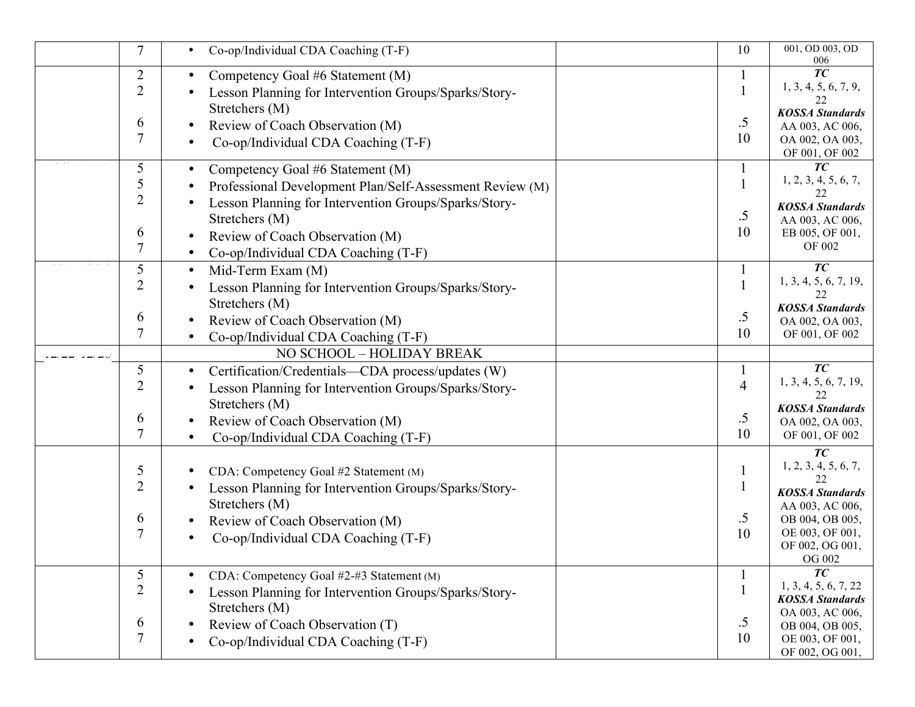| | | | | | |
|---|---|---|---|---|---|
| | 7 | • Co-op/Individual CDA Coaching (T-F) | | 10 | 001, OD 003, OD 006 |
| | 2<br>2<br><br>6<br>7 | • Competency Goal #6 Statement (M)<br>• Lesson Planning for Intervention Groups/Sparks/Story-Stretchers (M)<br>• Review of Coach Observation (M)<br>• Co-op/Individual CDA Coaching (T-F) | | 1<br>1<br><br>.5<br>10 | ***TC***<br>1, 3, 4, 5, 6, 7, 9, 22<br>***KOSSA Standards***<br>AA 003, AC 006, OA 002, OA 003, OF 001, OF 002 |
| | 5<br>5<br>2<br><br>6<br>7 | • Competency Goal #6 Statement (M)<br>• Professional Development Plan/Self-Assessment Review (M)<br>• Lesson Planning for Intervention Groups/Sparks/Story-Stretchers (M)<br>• Review of Coach Observation (M)<br>• Co-op/Individual CDA Coaching (T-F) | | 1<br>1<br><br>.5<br>10 | ***TC***<br>1, 2, 3, 4, 5, 6, 7, 22<br>***KOSSA Standards***<br>AA 003, AC 006, EB 005, OF 001, OF 002 |
| | 5<br>2<br><br>6<br>7 | • Mid-Term Exam (M)<br>• Lesson Planning for Intervention Groups/Sparks/Story-Stretchers (M)<br>• Review of Coach Observation (M)<br>• Co-op/Individual CDA Coaching (T-F) | | 1<br>1<br><br>.5<br>10 | ***TC***<br>1, 3, 4, 5, 6, 7, 19, 22<br>***KOSSA Standards***<br>OA 002, OA 003, OF 001, OF 002 |
| | | NO SCHOOL – HOLIDAY BREAK | | | |
| | 5<br>2<br><br>6<br>7 | • Certification/Credentials—CDA process/updates (W)<br>• Lesson Planning for Intervention Groups/Sparks/Story-Stretchers (M)<br>• Review of Coach Observation (M)<br>• Co-op/Individual CDA Coaching (T-F) | | 1<br>4<br><br>.5<br>10 | ***TC***<br>1, 3, 4, 5, 6, 7, 19, 22<br>***KOSSA Standards***<br>OA 002, OA 003, OF 001, OF 002 |
| | 5<br>2<br><br>6<br>7 | • CDA: Competency Goal #2 Statement (M)<br>• Lesson Planning for Intervention Groups/Sparks/Story-Stretchers (M)<br>• Review of Coach Observation (M)<br>• Co-op/Individual CDA Coaching (T-F) | | 1<br>1<br><br>.5<br>10 | ***TC***<br>1, 2, 3, 4, 5, 6, 7, 22<br>***KOSSA Standards***<br>AA 003, AC 006, OB 004, OB 005, OE 003, OF 001, OF 002, OG 001, OG 002 |
| | 5<br>2<br><br>6<br>7 | • CDA: Competency Goal #2-#3 Statement (M)<br>• Lesson Planning for Intervention Groups/Sparks/Story-Stretchers (M)<br>• Review of Coach Observation (T)<br>• Co-op/Individual CDA Coaching (T-F) | | 1<br>1<br><br>.5<br>10 | ***TC***<br>1, 3, 4, 5, 6, 7, 22<br>***KOSSA Standards***<br>OA 003, AC 006, OB 004, OB 005, OE 003, OF 001, OF 002, OG 001, |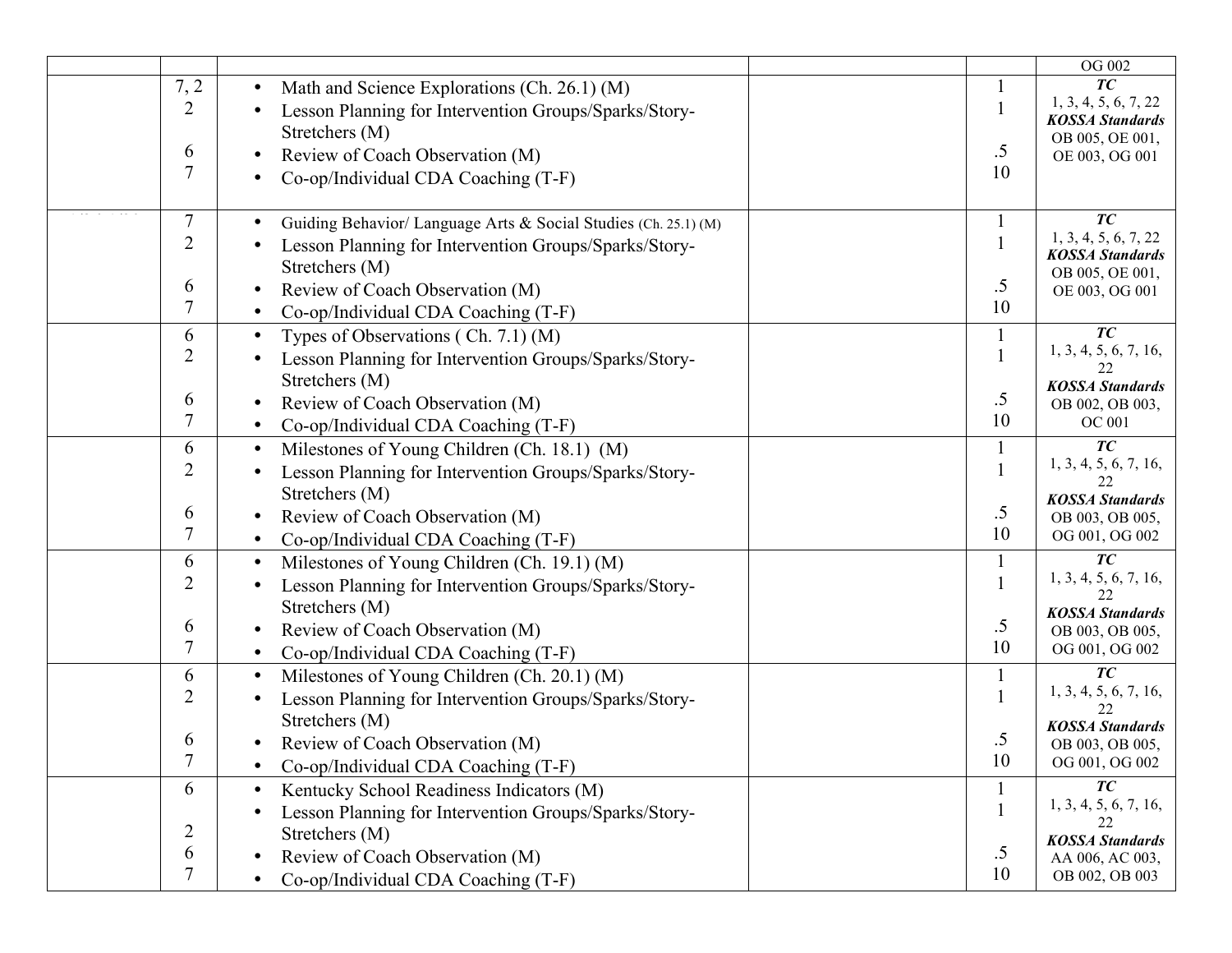| | | | | | |
|---|---|---|---|---|---|
| | | | | | OG 002 |
| | 7, 2<br>2<br><br>6<br>7 | • Math and Science Explorations (Ch. 26.1) (M)<br>• Lesson Planning for Intervention Groups/Sparks/Story-Stretchers (M)<br>• Review of Coach Observation (M)<br>• Co-op/Individual CDA Coaching (T-F) | | 1<br>1<br><br>.5<br>10 | ***TC***<br>1, 3, 4, 5, 6, 7, 22<br>***KOSSA Standards***<br>OB 005, OE 001, OE 003, OG 001 |
| | 7<br>2<br><br>6<br>7 | • Guiding Behavior/ Language Arts & Social Studies (Ch. 25.1) (M)<br>• Lesson Planning for Intervention Groups/Sparks/Story-Stretchers (M)<br>• Review of Coach Observation (M)<br>• Co-op/Individual CDA Coaching (T-F) | | 1<br>1<br><br>.5<br>10 | ***TC***<br>1, 3, 4, 5, 6, 7, 22<br>***KOSSA Standards***<br>OB 005, OE 001, OE 003, OG 001 |
| | 6<br>2<br><br>6<br>7 | • Types of Observations ( Ch. 7.1) (M)<br>• Lesson Planning for Intervention Groups/Sparks/Story-Stretchers (M)<br>• Review of Coach Observation (M)<br>• Co-op/Individual CDA Coaching (T-F) | | 1<br>1<br><br>.5<br>10 | ***TC***<br>1, 3, 4, 5, 6, 7, 16, 22<br>***KOSSA Standards***<br>OB 002, OB 003, OC 001 |
| | 6<br>2<br><br>6<br>7 | • Milestones of Young Children (Ch. 18.1) (M)<br>• Lesson Planning for Intervention Groups/Sparks/Story-Stretchers (M)<br>• Review of Coach Observation (M)<br>• Co-op/Individual CDA Coaching (T-F) | | 1<br>1<br><br>.5<br>10 | ***TC***<br>1, 3, 4, 5, 6, 7, 16, 22<br>***KOSSA Standards***<br>OB 003, OB 005, OG 001, OG 002 |
| | 6<br>2<br><br>6<br>7 | • Milestones of Young Children (Ch. 19.1) (M)<br>• Lesson Planning for Intervention Groups/Sparks/Story-Stretchers (M)<br>• Review of Coach Observation (M)<br>• Co-op/Individual CDA Coaching (T-F) | | 1<br>1<br><br>.5<br>10 | ***TC***<br>1, 3, 4, 5, 6, 7, 16, 22<br>***KOSSA Standards***<br>OB 003, OB 005, OG 001, OG 002 |
| | 6<br>2<br><br>6<br>7 | • Milestones of Young Children (Ch. 20.1) (M)<br>• Lesson Planning for Intervention Groups/Sparks/Story-Stretchers (M)<br>• Review of Coach Observation (M)<br>• Co-op/Individual CDA Coaching (T-F) | | 1<br>1<br><br>.5<br>10 | ***TC***<br>1, 3, 4, 5, 6, 7, 16, 22<br>***KOSSA Standards***<br>OB 003, OB 005, OG 001, OG 002 |
| | 6<br><br>2<br>6<br>7 | • Kentucky School Readiness Indicators (M)<br>• Lesson Planning for Intervention Groups/Sparks/Story-Stretchers (M)<br>• Review of Coach Observation (M)<br>• Co-op/Individual CDA Coaching (T-F) | | 1<br>1<br><br>.5<br>10 | ***TC***<br>1, 3, 4, 5, 6, 7, 16, 22<br>***KOSSA Standards***<br>AA 006, AC 003, OB 002, OB 003 |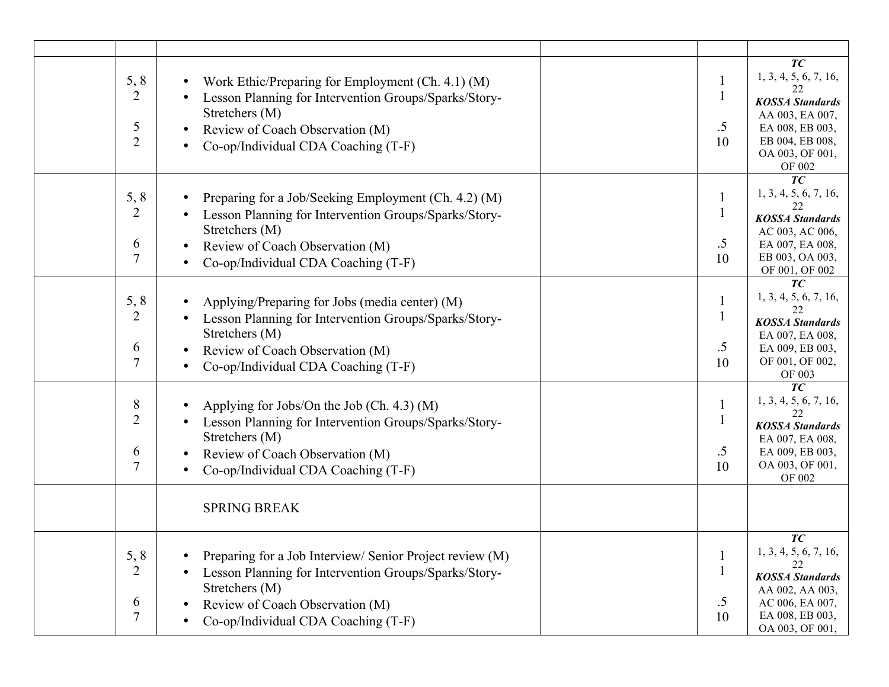| | | | | | |
|---|---|---|---|---|---|
| | 5, 8<br>2<br><br>5<br>2 | • Work Ethic/Preparing for Employment (Ch. 4.1) (M)<br>• Lesson Planning for Intervention Groups/Sparks/Story-Stretchers (M)<br>• Review of Coach Observation (M)<br>• Co-op/Individual CDA Coaching (T-F) | | 1<br>1<br><br>.5<br>10 | ***TC***<br>1, 3, 4, 5, 6, 7, 16, 22<br>***KOSSA Standards***<br>AA 003, EA 007, EA 008, EB 003, EB 004, EB 008, OA 003, OF 001, OF 002 |
| | 5, 8<br>2<br><br>6<br>7 | • Preparing for a Job/Seeking Employment (Ch. 4.2) (M)<br>• Lesson Planning for Intervention Groups/Sparks/Story-Stretchers (M)<br>• Review of Coach Observation (M)<br>• Co-op/Individual CDA Coaching (T-F) | | 1<br>1<br><br>.5<br>10 | ***TC***<br>1, 3, 4, 5, 6, 7, 16, 22<br>***KOSSA Standards***<br>AC 003, AC 006, EA 007, EA 008, EB 003, OA 003, OF 001, OF 002 |
| | 5, 8<br>2<br><br>6<br>7 | • Applying/Preparing for Jobs (media center) (M)<br>• Lesson Planning for Intervention Groups/Sparks/Story-Stretchers (M)<br>• Review of Coach Observation (M)<br>• Co-op/Individual CDA Coaching (T-F) | | 1<br>1<br><br>.5<br>10 | ***TC***<br>1, 3, 4, 5, 6, 7, 16, 22<br>***KOSSA Standards***<br>EA 007, EA 008, EA 009, EB 003, OF 001, OF 002, OF 003 |
| | 8<br>2<br><br>6<br>7 | • Applying for Jobs/On the Job (Ch. 4.3) (M)<br>• Lesson Planning for Intervention Groups/Sparks/Story-Stretchers (M)<br>• Review of Coach Observation (M)<br>• Co-op/Individual CDA Coaching (T-F) | | 1<br>1<br><br>.5<br>10 | ***TC***<br>1, 3, 4, 5, 6, 7, 16, 22<br>***KOSSA Standards***<br>EA 007, EA 008, EA 009, EB 003, OA 003, OF 001, OF 002 |
| | | SPRING BREAK | | | |
| | 5, 8<br>2<br><br>6<br>7 | • Preparing for a Job Interview/ Senior Project review (M)<br>• Lesson Planning for Intervention Groups/Sparks/Story-Stretchers (M)<br>• Review of Coach Observation (M)<br>• Co-op/Individual CDA Coaching (T-F) | | 1<br>1<br><br>.5<br>10 | ***TC***<br>1, 3, 4, 5, 6, 7, 16, 22<br>***KOSSA Standards***<br>AA 002, AA 003, AC 006, EA 007, EA 008, EB 003, OA 003, OF 001, |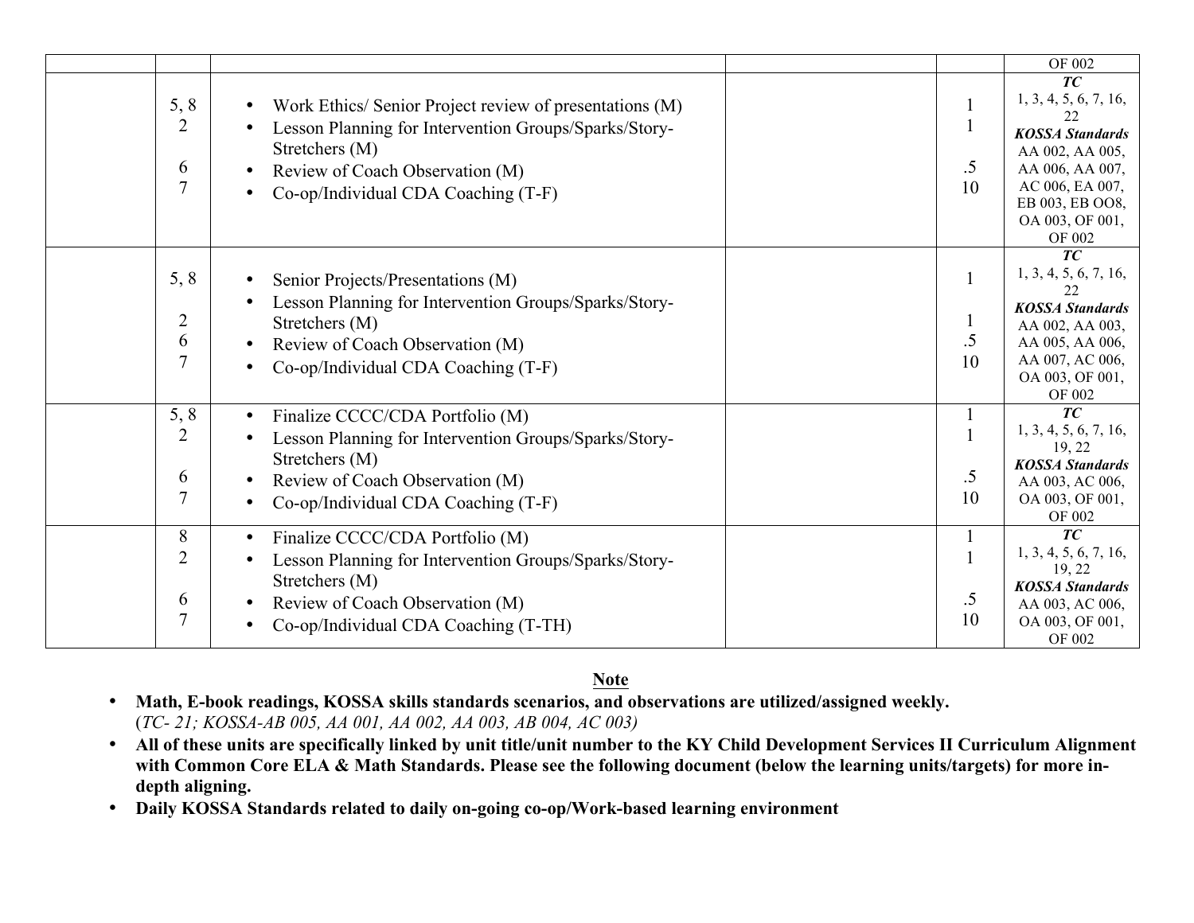| | | | | | |
|---|---|---|---|---|---|
| | | | | | OF 002 |
| | 5, 8<br>2<br><br>6<br>7 | • Work Ethics/ Senior Project review of presentations (M)<br>• Lesson Planning for Intervention Groups/Sparks/Story-Stretchers (M)<br>• Review of Coach Observation (M)<br>• Co-op/Individual CDA Coaching (T-F) | | 1<br>1<br><br>.5<br>10 | ***TC***<br>1, 3, 4, 5, 6, 7, 16, 22<br>***KOSSA Standards***<br>AA 002, AA 005, AA 006, AA 007, AC 006, EA 007, EB 003, EB OO8, OA 003, OF 001, OF 002 |
| | 5, 8<br><br>2<br>6<br>7 | • Senior Projects/Presentations (M)<br>• Lesson Planning for Intervention Groups/Sparks/Story-Stretchers (M)<br>• Review of Coach Observation (M)<br>• Co-op/Individual CDA Coaching (T-F) | | 1<br><br>1<br>.5<br>10 | ***TC***<br>1, 3, 4, 5, 6, 7, 16, 22<br>***KOSSA Standards***<br>AA 002, AA 003, AA 005, AA 006, AA 007, AC 006, OA 003, OF 001, OF 002 |
| | 5, 8<br>2<br><br>6<br>7 | • Finalize CCCC/CDA Portfolio (M)<br>• Lesson Planning for Intervention Groups/Sparks/Story-Stretchers (M)<br>• Review of Coach Observation (M)<br>• Co-op/Individual CDA Coaching (T-F) | | 1<br>1<br><br>.5<br>10 | ***TC***<br>1, 3, 4, 5, 6, 7, 16, 19, 22<br>***KOSSA Standards***<br>AA 003, AC 006, OA 003, OF 001, OF 002 |
| | 8<br>2<br><br>6<br>7 | • Finalize CCCC/CDA Portfolio (M)<br>• Lesson Planning for Intervention Groups/Sparks/Story-Stretchers (M)<br>• Review of Coach Observation (M)<br>• Co-op/Individual CDA Coaching (T-TH) | | 1<br>1<br><br>.5<br>10 | ***TC***<br>1, 3, 4, 5, 6, 7, 16, 19, 22<br>***KOSSA Standards***<br>AA 003, AC 006, OA 003, OF 001, OF 002 |

## Note

- **Math, E-book readings, KOSSA skills standards scenarios, and observations are utilized/assigned weekly.**
  (*TC- 21; KOSSA-AB 005, AA 001, AA 002, AA 003, AB 004, AC 003)*
- **All of these units are specifically linked by unit title/unit number to the KY Child Development Services II Curriculum Alignment with Common Core ELA & Math Standards. Please see the following document (below the learning units/targets) for more in-depth aligning.**
- **Daily KOSSA Standards related to daily on-going co-op/Work-based learning environment**